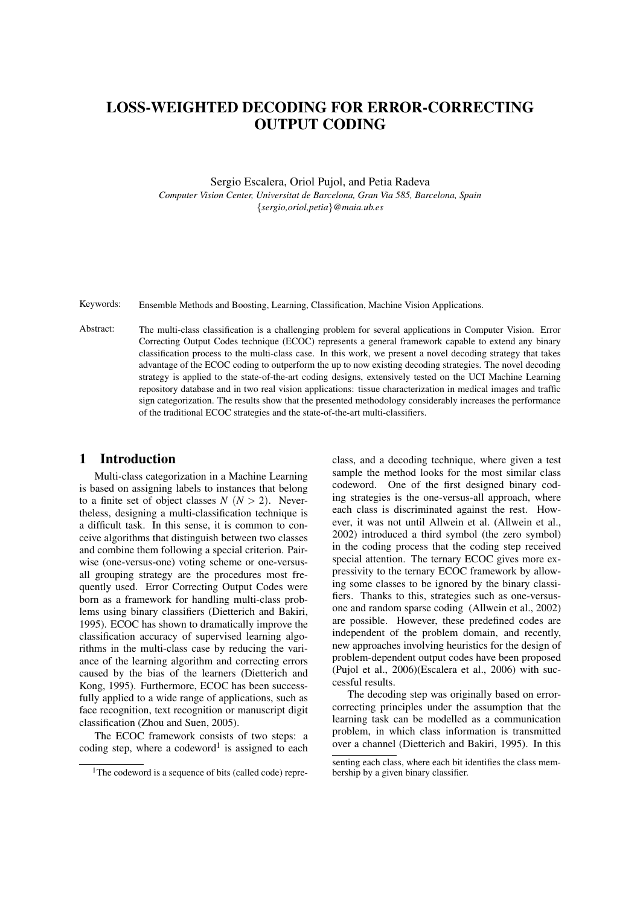# LOSS-WEIGHTED DECODING FOR ERROR-CORRECTING OUTPUT CODING

Sergio Escalera, Oriol Pujol, and Petia Radeva

*Computer Vision Center, Universitat de Barcelona, Gran Via 585, Barcelona, Spain*
*{sergio,oriol,petia}@maia.ub.es*

Keywords: Ensemble Methods and Boosting, Learning, Classification, Machine Vision Applications.

Abstract: The multi-class classification is a challenging problem for several applications in Computer Vision. Error Correcting Output Codes technique (ECOC) represents a general framework capable to extend any binary classification process to the multi-class case. In this work, we present a novel decoding strategy that takes advantage of the ECOC coding to outperform the up to now existing decoding strategies. The novel decoding strategy is applied to the state-of-the-art coding designs, extensively tested on the UCI Machine Learning repository database and in two real vision applications: tissue characterization in medical images and traffic sign categorization. The results show that the presented methodology considerably increases the performance of the traditional ECOC strategies and the state-of-the-art multi-classifiers.

## 1 Introduction

Multi-class categorization in a Machine Learning is based on assigning labels to instances that belong to a finite set of object classes $N$ $(N > 2)$. Nevertheless, designing a multi-classification technique is a difficult task. In this sense, it is common to conceive algorithms that distinguish between two classes and combine them following a special criterion. Pairwise (one-versus-one) voting scheme or one-versus-all grouping strategy are the procedures most frequently used. Error Correcting Output Codes were born as a framework for handling multi-class problems using binary classifiers (Dietterich and Bakiri, 1995). ECOC has shown to dramatically improve the classification accuracy of supervised learning algorithms in the multi-class case by reducing the variance of the learning algorithm and correcting errors caused by the bias of the learners (Dietterich and Kong, 1995). Furthermore, ECOC has been successfully applied to a wide range of applications, such as face recognition, text recognition or manuscript digit classification (Zhou and Suen, 2005).

The ECOC framework consists of two steps: a coding step, where a codeword[1] is assigned to each class, and a decoding technique, where given a test sample the method looks for the most similar class codeword. One of the first designed binary coding strategies is the one-versus-all approach, where each class is discriminated against the rest. However, it was not until Allwein et al. (Allwein et al., 2002) introduced a third symbol (the zero symbol) in the coding process that the coding step received special attention. The ternary ECOC gives more expressivity to the ternary ECOC framework by allowing some classes to be ignored by the binary classifiers. Thanks to this, strategies such as one-versus-one and random sparse coding (Allwein et al., 2002) are possible. However, these predefined codes are independent of the problem domain, and recently, new approaches involving heuristics for the design of problem-dependent output codes have been proposed (Pujol et al., 2006)(Escalera et al., 2006) with successful results.

The decoding step was originally based on error-correcting principles under the assumption that the learning task can be modelled as a communication problem, in which class information is transmitted over a channel (Dietterich and Bakiri, 1995). In this

[1] The codeword is a sequence of bits (called code) representing each class, where each bit identifies the class membership by a given binary classifier.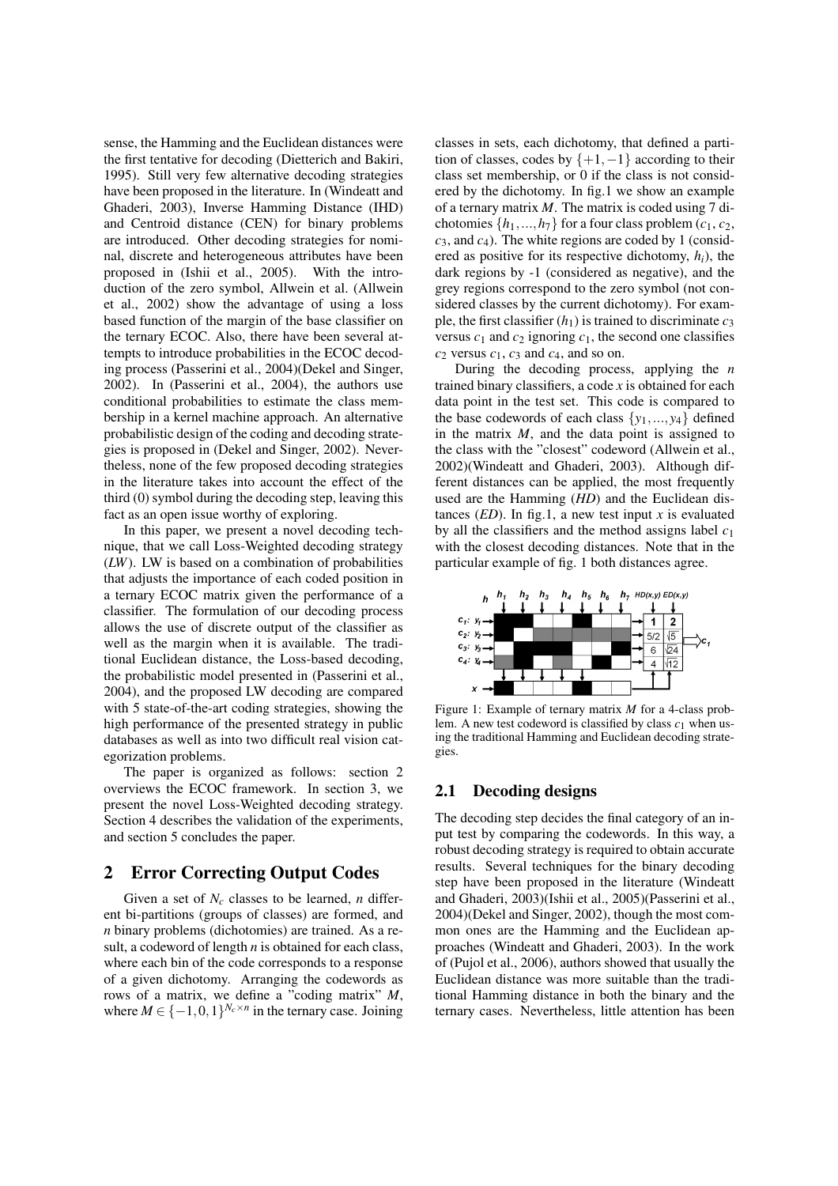sense, the Hamming and the Euclidean distances were the first tentative for decoding (Dietterich and Bakiri, 1995). Still very few alternative decoding strategies have been proposed in the literature. In (Windeatt and Ghaderi, 2003), Inverse Hamming Distance (IHD) and Centroid distance (CEN) for binary problems are introduced. Other decoding strategies for nominal, discrete and heterogeneous attributes have been proposed in (Ishii et al., 2005). With the introduction of the zero symbol, Allwein et al. (Allwein et al., 2002) show the advantage of using a loss based function of the margin of the base classifier on the ternary ECOC. Also, there have been several attempts to introduce probabilities in the ECOC decoding process (Passerini et al., 2004)(Dekel and Singer, 2002). In (Passerini et al., 2004), the authors use conditional probabilities to estimate the class membership in a kernel machine approach. An alternative probabilistic design of the coding and decoding strategies is proposed in (Dekel and Singer, 2002). Nevertheless, none of the few proposed decoding strategies in the literature takes into account the effect of the third (0) symbol during the decoding step, leaving this fact as an open issue worthy of exploring.

In this paper, we present a novel decoding technique, that we call Loss-Weighted decoding strategy (*LW*). LW is based on a combination of probabilities that adjusts the importance of each coded position in a ternary ECOC matrix given the performance of a classifier. The formulation of our decoding process allows the use of discrete output of the classifier as well as the margin when it is available. The traditional Euclidean distance, the Loss-based decoding, the probabilistic model presented in (Passerini et al., 2004), and the proposed LW decoding are compared with 5 state-of-the-art coding strategies, showing the high performance of the presented strategy in public databases as well as into two difficult real vision categorization problems.

The paper is organized as follows: section 2 overviews the ECOC framework. In section 3, we present the novel Loss-Weighted decoding strategy. Section 4 describes the validation of the experiments, and section 5 concludes the paper.

## 2 Error Correcting Output Codes

Given a set of $N_c$ classes to be learned, $n$ different bi-partitions (groups of classes) are formed, and $n$ binary problems (dichotomies) are trained. As a result, a codeword of length $n$ is obtained for each class, where each bin of the code corresponds to a response of a given dichotomy. Arranging the codewords as rows of a matrix, we define a "coding matrix" $M$, where $M \in \{-1,0,1\}^{N_c \times n}$ in the ternary case. Joining classes in sets, each dichotomy, that defined a partition of classes, codes by $\{+1,-1\}$ according to their class set membership, or 0 if the class is not considered by the dichotomy. In fig.1 we show an example of a ternary matrix $M$. The matrix is coded using 7 dichotomies $\{h_1,...,h_7\}$ for a four class problem ($c_1$, $c_2$, $c_3$, and $c_4$). The white regions are coded by 1 (considered as positive for its respective dichotomy, $h_i$), the dark regions by -1 (considered as negative), and the grey regions correspond to the zero symbol (not considered classes by the current dichotomy). For example, the first classifier ($h_1$) is trained to discriminate $c_3$ versus $c_1$ and $c_2$ ignoring $c_1$, the second one classifies $c_2$ versus $c_1$, $c_3$ and $c_4$, and so on.

During the decoding process, applying the $n$ trained binary classifiers, a code $x$ is obtained for each data point in the test set. This code is compared to the base codewords of each class $\{y_1,...,y_4\}$ defined in the matrix $M$, and the data point is assigned to the class with the "closest" codeword (Allwein et al., 2002)(Windeatt and Ghaderi, 2003). Although different distances can be applied, the most frequently used are the Hamming (*HD*) and the Euclidean distances (*ED*). In fig.1, a new test input $x$ is evaluated by all the classifiers and the method assigns label $c_1$ with the closest decoding distances. Note that in the particular example of fig. 1 both distances agree.

Figure 1: Example of ternary matrix $M$ for a 4-class problem. A new test codeword is classified by class $c_1$ when using the traditional Hamming and Euclidean decoding strategies.

### 2.1 Decoding designs

The decoding step decides the final category of an input test by comparing the codewords. In this way, a robust decoding strategy is required to obtain accurate results. Several techniques for the binary decoding step have been proposed in the literature (Windeatt and Ghaderi, 2003)(Ishii et al., 2005)(Passerini et al., 2004)(Dekel and Singer, 2002), though the most common ones are the Hamming and the Euclidean approaches (Windeatt and Ghaderi, 2003). In the work of (Pujol et al., 2006), authors showed that usually the Euclidean distance was more suitable than the traditional Hamming distance in both the binary and the ternary cases. Nevertheless, little attention has been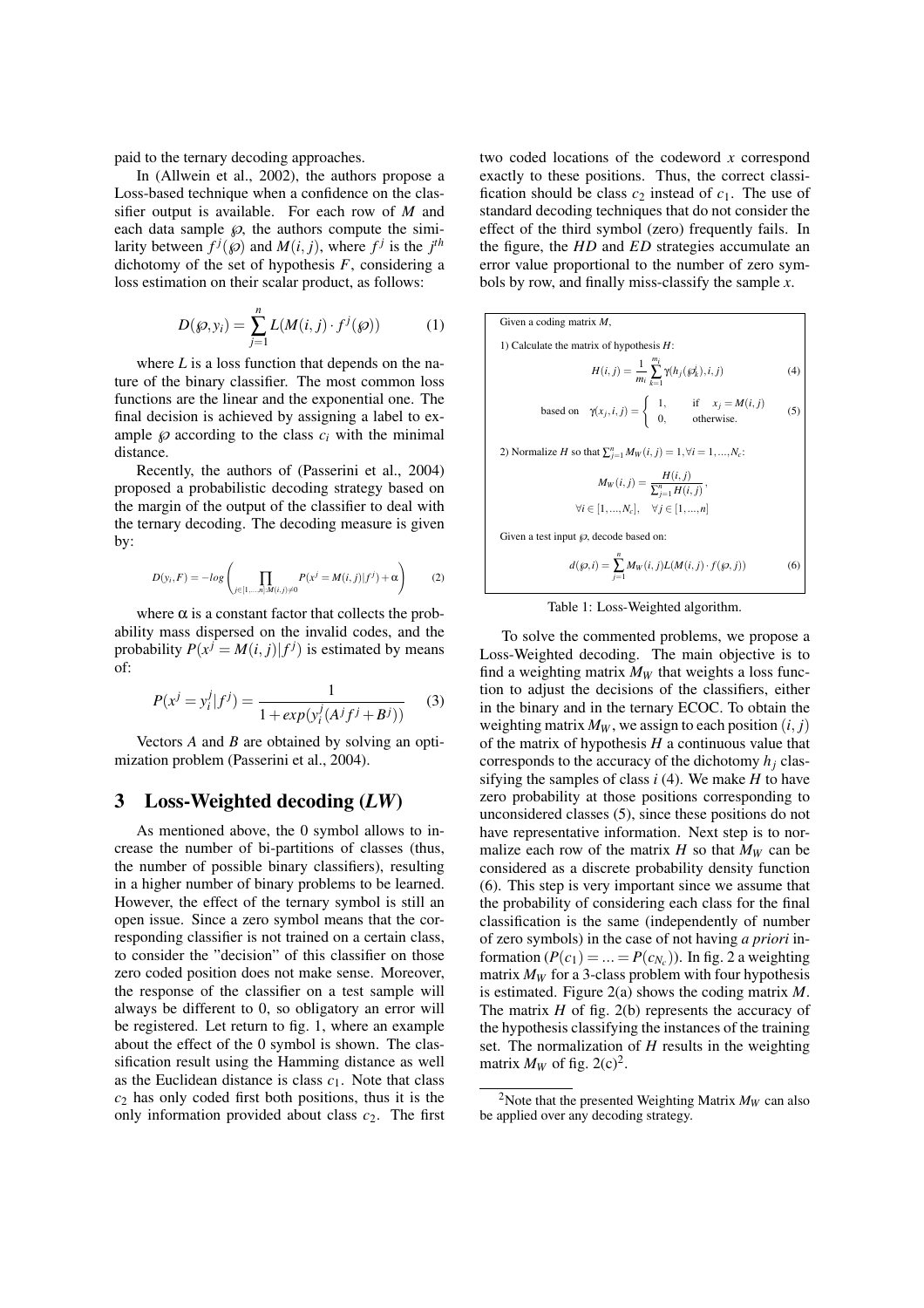paid to the ternary decoding approaches.

In (Allwein et al., 2002), the authors propose a Loss-based technique when a confidence on the classifier output is available. For each row of $M$ and each data sample $\wp$, the authors compute the similarity between $f^j(\wp)$ and $M(i,j)$, where $f^j$ is the $j^{th}$ dichotomy of the set of hypothesis $F$, considering a loss estimation on their scalar product, as follows:

$$D(\wp, y_i) = \sum_{j=1}^{n} L(M(i,j) \cdot f^j(\wp)) \tag{1}$$

where $L$ is a loss function that depends on the nature of the binary classifier. The most common loss functions are the linear and the exponential one. The final decision is achieved by assigning a label to example $\wp$ according to the class $c_i$ with the minimal distance.

Recently, the authors of (Passerini et al., 2004) proposed a probabilistic decoding strategy based on the margin of the output of the classifier to deal with the ternary decoding. The decoding measure is given by:

$$D(y_i, F) = -log\left(\prod_{j \in [1,...,n]: M(i,j) \neq 0} P(x^j = M(i,j)|f^j) + \alpha\right) \tag{2}$$

where $\alpha$ is a constant factor that collects the probability mass dispersed on the invalid codes, and the probability $P(x^j = M(i,j)|f^j)$ is estimated by means of:

$$P(x^j = y_i^j|f^j) = \frac{1}{1 + exp(y_i^j(A^j f^j + B^j))} \tag{3}$$

Vectors $A$ and $B$ are obtained by solving an optimization problem (Passerini et al., 2004).

## 3 Loss-Weighted decoding (*LW*)

As mentioned above, the 0 symbol allows to increase the number of bi-partitions of classes (thus, the number of possible binary classifiers), resulting in a higher number of binary problems to be learned. However, the effect of the ternary symbol is still an open issue. Since a zero symbol means that the corresponding classifier is not trained on a certain class, to consider the "decision" of this classifier on those zero coded position does not make sense. Moreover, the response of the classifier on a test sample will always be different to 0, so obligatory an error will be registered. Let return to fig. 1, where an example about the effect of the 0 symbol is shown. The classification result using the Hamming distance as well as the Euclidean distance is class $c_1$. Note that class $c_2$ has only coded first both positions, thus it is the only information provided about class $c_2$. The first two coded locations of the codeword $x$ correspond exactly to these positions. Thus, the correct classification should be class $c_2$ instead of $c_1$. The use of standard decoding techniques that do not consider the effect of the third symbol (zero) frequently fails. In the figure, the *HD* and *ED* strategies accumulate an error value proportional to the number of zero symbols by row, and finally miss-classify the sample $x$.

---

Given a coding matrix $M$,

1) Calculate the matrix of hypothesis $H$:

$$H(i,j) = \frac{1}{m_i} \sum_{k=1}^{m_i} \gamma(h_j(\wp_k^i), i, j) \tag{4}$$

based on

$$\gamma(x_j, i, j) = \begin{cases} 1, & \text{if} \quad x_j = M(i,j) \\ 0, & \text{otherwise.} \end{cases} \tag{5}$$

2) Normalize $H$ so that $\sum_{j=1}^{n} M_W(i,j) = 1, \forall i = 1,...,N_c$:

$$M_W(i,j) = \frac{H(i,j)}{\sum_{j=1}^{n} H(i,j)},$$

$$\forall i \in [1,...,N_c], \quad \forall j \in [1,...,n]$$

Given a test input $\wp$, decode based on:

$$d(\wp, i) = \sum_{j=1}^{n} M_W(i,j) L(M(i,j) \cdot f(\wp, j)) \tag{6}$$

---

Table 1: Loss-Weighted algorithm.

To solve the commented problems, we propose a Loss-Weighted decoding. The main objective is to find a weighting matrix $M_W$ that weights a loss function to adjust the decisions of the classifiers, either in the binary and in the ternary ECOC. To obtain the weighting matrix $M_W$, we assign to each position $(i,j)$ of the matrix of hypothesis $H$ a continuous value that corresponds to the accuracy of the dichotomy $h_j$ classifying the samples of class $i$ (4). We make $H$ to have zero probability at those positions corresponding to unconsidered classes (5), since these positions do not have representative information. Next step is to normalize each row of the matrix $H$ so that $M_W$ can be considered as a discrete probability density function (6). This step is very important since we assume that the probability of considering each class for the final classification is the same (independently of number of zero symbols) in the case of not having *a priori* information ($P(c_1) = ... = P(c_{N_c})$). In fig. 2 a weighting matrix $M_W$ for a 3-class problem with four hypothesis is estimated. Figure 2(a) shows the coding matrix $M$. The matrix $H$ of fig. 2(b) represents the accuracy of the hypothesis classifying the instances of the training set. The normalization of $H$ results in the weighting matrix $M_W$ of fig. 2(c)[2].

[2]Note that the presented Weighting Matrix $M_W$ can also be applied over any decoding strategy.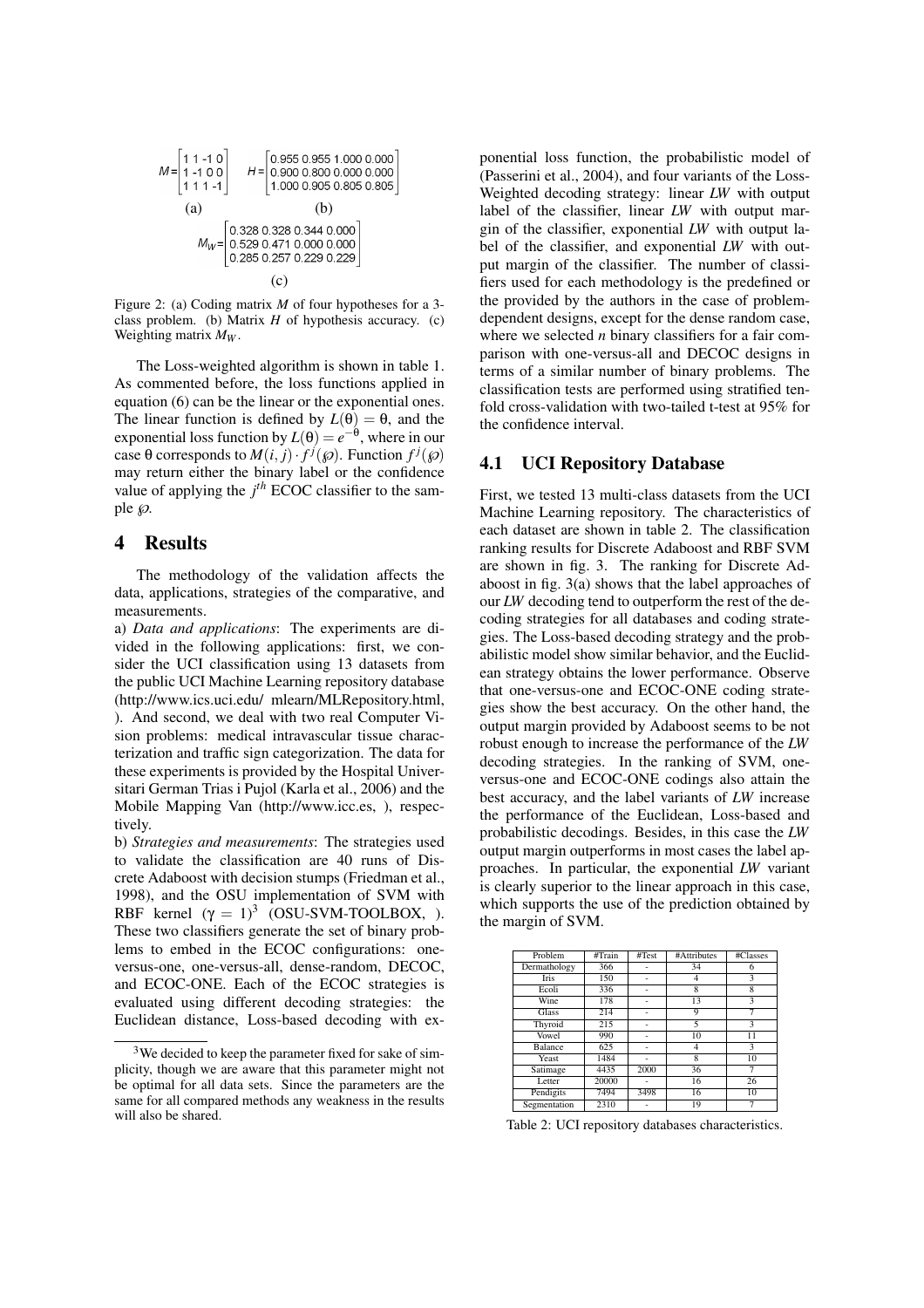$$M=\begin{bmatrix} 1 & 1 & -1 & 0 \\ 1 & -1 & 0 & 0 \\ 1 & 1 & 1 & -1 \end{bmatrix} \quad H=\begin{bmatrix} 0.955 & 0.955 & 1.000 & 0.000 \\ 0.900 & 0.800 & 0.000 & 0.000 \\ 1.000 & 0.905 & 0.805 & 0.805 \end{bmatrix}$$

(a) (b)

$$M_W=\begin{bmatrix} 0.328 & 0.328 & 0.344 & 0.000 \\ 0.529 & 0.471 & 0.000 & 0.000 \\ 0.285 & 0.257 & 0.229 & 0.229 \end{bmatrix}$$

(c)

Figure 2: (a) Coding matrix $M$ of four hypotheses for a 3-class problem. (b) Matrix $H$ of hypothesis accuracy. (c) Weighting matrix $M_W$.

The Loss-weighted algorithm is shown in table 1. As commented before, the loss functions applied in equation (6) can be the linear or the exponential ones. The linear function is defined by $L(\theta) = \theta$, and the exponential loss function by $L(\theta) = e^{-\theta}$, where in our case $\theta$ corresponds to $M(i, j) \cdot f^j(\wp)$. Function $f^j(\wp)$ may return either the binary label or the confidence value of applying the $j^{th}$ ECOC classifier to the sample $\wp$.

# 4 Results

The methodology of the validation affects the data, applications, strategies of the comparative, and measurements.

a) *Data and applications*: The experiments are divided in the following applications: first, we consider the UCI classification using 13 datasets from the public UCI Machine Learning repository database (http://www.ics.uci.edu/ mlearn/MLRepository.html, ). And second, we deal with two real Computer Vision problems: medical intravascular tissue characterization and traffic sign categorization. The data for these experiments is provided by the Hospital Universitari German Trias i Pujol (Karla et al., 2006) and the Mobile Mapping Van (http://www.icc.es, ), respectively.

b) *Strategies and measurements*: The strategies used to validate the classification are 40 runs of Discrete Adaboost with decision stumps (Friedman et al., 1998), and the OSU implementation of SVM with RBF kernel ($\gamma = 1$)[3] (OSU-SVM-TOOLBOX, ). These two classifiers generate the set of binary problems to embed in the ECOC configurations: one-versus-one, one-versus-all, dense-random, DECOC, and ECOC-ONE. Each of the ECOC strategies is evaluated using different decoding strategies: the Euclidean distance, Loss-based decoding with exponential loss function, the probabilistic model of (Passerini et al., 2004), and four variants of the Loss-Weighted decoding strategy: linear *LW* with output label of the classifier, linear *LW* with output margin of the classifier, exponential *LW* with output label of the classifier, and exponential *LW* with output margin of the classifier. The number of classifiers used for each methodology is the predefined or the provided by the authors in the case of problem-dependent designs, except for the dense random case, where we selected $n$ binary classifiers for a fair comparison with one-versus-all and DECOC designs in terms of a similar number of binary problems. The classification tests are performed using stratified ten-fold cross-validation with two-tailed t-test at 95% for the confidence interval.

[3] We decided to keep the parameter fixed for sake of simplicity, though we are aware that this parameter might not be optimal for all data sets. Since the parameters are the same for all compared methods any weakness in the results will also be shared.

## 4.1 UCI Repository Database

First, we tested 13 multi-class datasets from the UCI Machine Learning repository. The characteristics of each dataset are shown in table 2. The classification ranking results for Discrete Adaboost and RBF SVM are shown in fig. 3. The ranking for Discrete Adaboost in fig. 3(a) shows that the label approaches of our *LW* decoding tend to outperform the rest of the decoding strategies for all databases and coding strategies. The Loss-based decoding strategy and the probabilistic model show similar behavior, and the Euclidean strategy obtains the lower performance. Observe that one-versus-one and ECOC-ONE coding strategies show the best accuracy. On the other hand, the output margin provided by Adaboost seems to be not robust enough to increase the performance of the *LW* decoding strategies. In the ranking of SVM, one-versus-one and ECOC-ONE codings also attain the best accuracy, and the label variants of *LW* increase the performance of the Euclidean, Loss-based and probabilistic decodings. Besides, in this case the *LW* output margin outperforms in most cases the label approaches. In particular, the exponential *LW* variant is clearly superior to the linear approach in this case, which supports the use of the prediction obtained by the margin of SVM.

| Problem | #Train | #Test | #Attributes | #Classes |
| --- | --- | --- | --- | --- |
| Dermathology | 366 | - | 34 | 6 |
| Iris | 150 | - | 4 | 3 |
| Ecoli | 336 | - | 8 | 8 |
| Wine | 178 | - | 13 | 3 |
| Glass | 214 | - | 9 | 7 |
| Thyroid | 215 | - | 5 | 3 |
| Vowel | 990 | - | 10 | 11 |
| Balance | 625 | - | 4 | 3 |
| Yeast | 1484 | - | 8 | 10 |
| Satimage | 4435 | 2000 | 36 | 7 |
| Letter | 20000 | - | 16 | 26 |
| Pendigits | 7494 | 3498 | 16 | 10 |
| Segmentation | 2310 | - | 19 | 7 |

Table 2: UCI repository databases characteristics.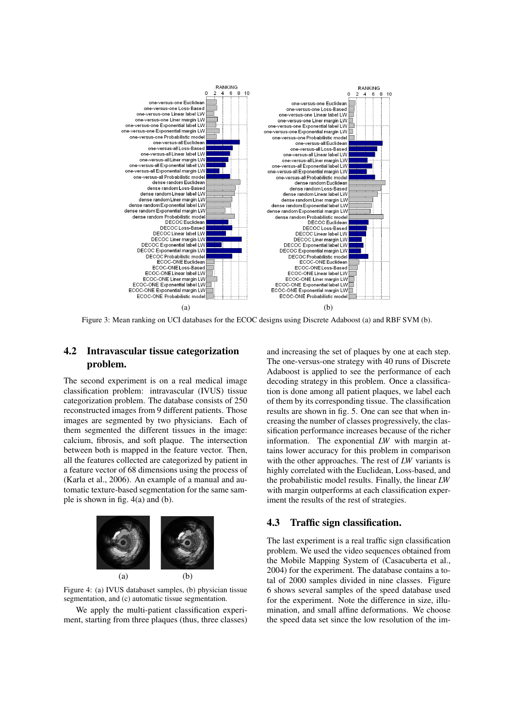Figure 3: Mean ranking on UCI databases for the ECOC designs using Discrete Adaboost (a) and RBF SVM (b).

## 4.2 Intravascular tissue categorization problem.

The second experiment is on a real medical image classification problem: intravascular (IVUS) tissue categorization problem. The database consists of 250 reconstructed images from 9 different patients. Those images are segmented by two physicians. Each of them segmented the different tissues in the image: calcium, fibrosis, and soft plaque. The intersection between both is mapped in the feature vector. Then, all the features collected are categorized by patient in a feature vector of 68 dimensions using the process of (Karla et al., 2006). An example of a manual and automatic texture-based segmentation for the same sample is shown in fig. 4(a) and (b).

Figure 4: (a) IVUS databaset samples, (b) physician tissue segmentation, and (c) automatic tissue segmentation.

We apply the multi-patient classification experiment, starting from three plaques (thus, three classes) and increasing the set of plaques by one at each step. The one-versus-one strategy with 40 runs of Discrete Adaboost is applied to see the performance of each decoding strategy in this problem. Once a classification is done among all patient plaques, we label each of them by its corresponding tissue. The classification results are shown in fig. 5. One can see that when increasing the number of classes progressively, the classification performance increases because of the richer information. The exponential *LW* with margin attains lower accuracy for this problem in comparison with the other approaches. The rest of *LW* variants is highly correlated with the Euclidean, Loss-based, and the probabilistic model results. Finally, the linear *LW* with margin outperforms at each classification experiment the results of the rest of strategies.

## 4.3 Traffic sign classification.

The last experiment is a real traffic sign classification problem. We used the video sequences obtained from the Mobile Mapping System of (Casacuberta et al., 2004) for the experiment. The database contains a total of 2000 samples divided in nine classes. Figure 6 shows several samples of the speed database used for the experiment. Note the difference in size, illumination, and small affine deformations. We choose the speed data set since the low resolution of the im-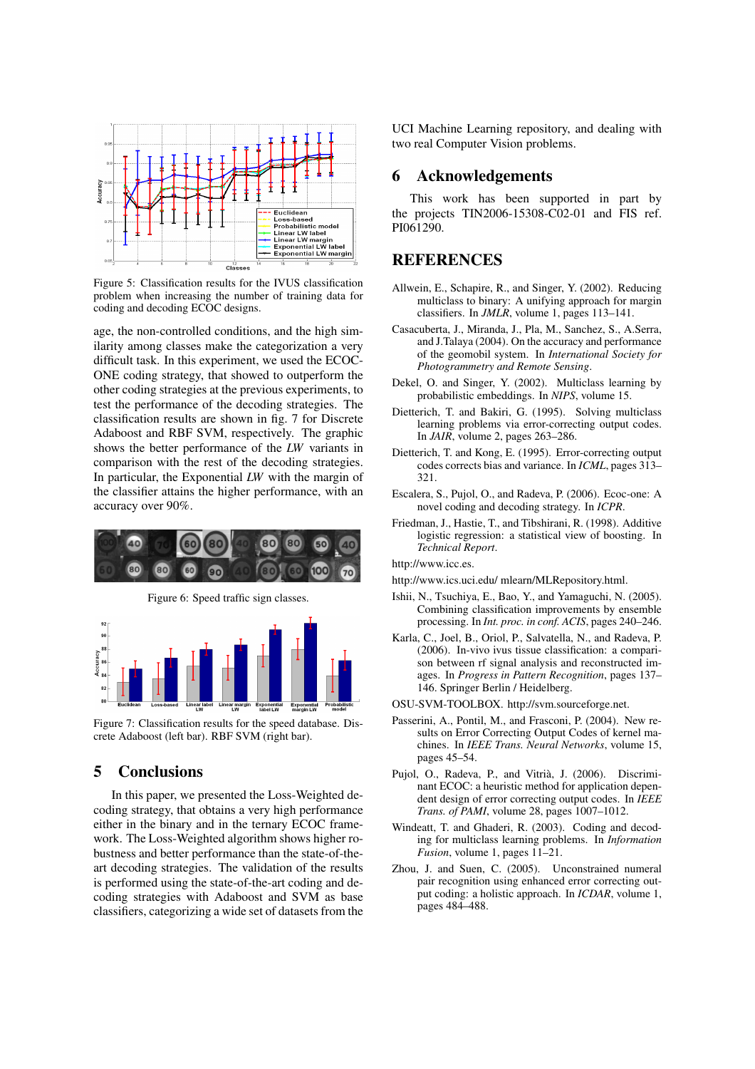Accuracy

Classes

Euclidean
Loss-based
Probabilistic model
Linear LW label
Linear LW margin
Exponential LW label
Exponential LW margin

Figure 5: Classification results for the IVUS classification problem when increasing the number of training data for coding and decoding ECOC designs.

age, the non-controlled conditions, and the high similarity among classes make the categorization a very difficult task. In this experiment, we used the ECOC-ONE coding strategy, that showed to outperform the other coding strategies at the previous experiments, to test the performance of the decoding strategies. The classification results are shown in fig. 7 for Discrete Adaboost and RBF SVM, respectively. The graphic shows the better performance of the *LW* variants in comparison with the rest of the decoding strategies. In particular, the Exponential *LW* with the margin of the classifier attains the higher performance, with an accuracy over 90%.

Figure 6: Speed traffic sign classes.

Accuracy

Euclidean
Loss-based
Linear label LW
Linear margin LW
Exponential label LW
Exponential margin LW
Probabilistic model

Figure 7: Classification results for the speed database. Discrete Adaboost (left bar). RBF SVM (right bar).

## 5 Conclusions

In this paper, we presented the Loss-Weighted decoding strategy, that obtains a very high performance either in the binary and in the ternary ECOC framework. The Loss-Weighted algorithm shows higher robustness and better performance than the state-of-the-art decoding strategies. The validation of the results is performed using the state-of-the-art coding and decoding strategies with Adaboost and SVM as base classifiers, categorizing a wide set of datasets from the UCI Machine Learning repository, and dealing with two real Computer Vision problems.

## 6 Acknowledgements

This work has been supported in part by the projects TIN2006-15308-C02-01 and FIS ref. PI061290.

## REFERENCES

Allwein, E., Schapire, R., and Singer, Y. (2002). Reducing multiclass to binary: A unifying approach for margin classifiers. In *JMLR*, volume 1, pages 113–141.

Casacuberta, J., Miranda, J., Pla, M., Sanchez, S., A.Serra, and J.Talaya (2004). On the accuracy and performance of the geomobil system. In *International Society for Photogrammetry and Remote Sensing*.

Dekel, O. and Singer, Y. (2002). Multiclass learning by probabilistic embeddings. In *NIPS*, volume 15.

Dietterich, T. and Bakiri, G. (1995). Solving multiclass learning problems via error-correcting output codes. In *JAIR*, volume 2, pages 263–286.

Dietterich, T. and Kong, E. (1995). Error-correcting output codes corrects bias and variance. In *ICML*, pages 313–321.

Escalera, S., Pujol, O., and Radeva, P. (2006). Ecoc-one: A novel coding and decoding strategy. In *ICPR*.

Friedman, J., Hastie, T., and Tibshirani, R. (1998). Additive logistic regression: a statistical view of boosting. In *Technical Report*.

http://www.icc.es.

http://www.ics.uci.edu/ mlearn/MLRepository.html.

Ishii, N., Tsuchiya, E., Bao, Y., and Yamaguchi, N. (2005). Combining classification improvements by ensemble processing. In *Int. proc. in conf. ACIS*, pages 240–246.

Karla, C., Joel, B., Oriol, P., Salvatella, N., and Radeva, P. (2006). In-vivo ivus tissue classification: a comparison between rf signal analysis and reconstructed images. In *Progress in Pattern Recognition*, pages 137–146. Springer Berlin / Heidelberg.

OSU-SVM-TOOLBOX. http://svm.sourceforge.net.

Passerini, A., Pontil, M., and Frasconi, P. (2004). New results on Error Correcting Output Codes of kernel machines. In *IEEE Trans. Neural Networks*, volume 15, pages 45–54.

Pujol, O., Radeva, P., and Vitrià, J. (2006). Discriminant ECOC: a heuristic method for application dependent design of error correcting output codes. In *IEEE Trans. of PAMI*, volume 28, pages 1007–1012.

Windeatt, T. and Ghaderi, R. (2003). Coding and decoding for multiclass learning problems. In *Information Fusion*, volume 1, pages 11–21.

Zhou, J. and Suen, C. (2005). Unconstrained numeral pair recognition using enhanced error correcting output coding: a holistic approach. In *ICDAR*, volume 1, pages 484–488.